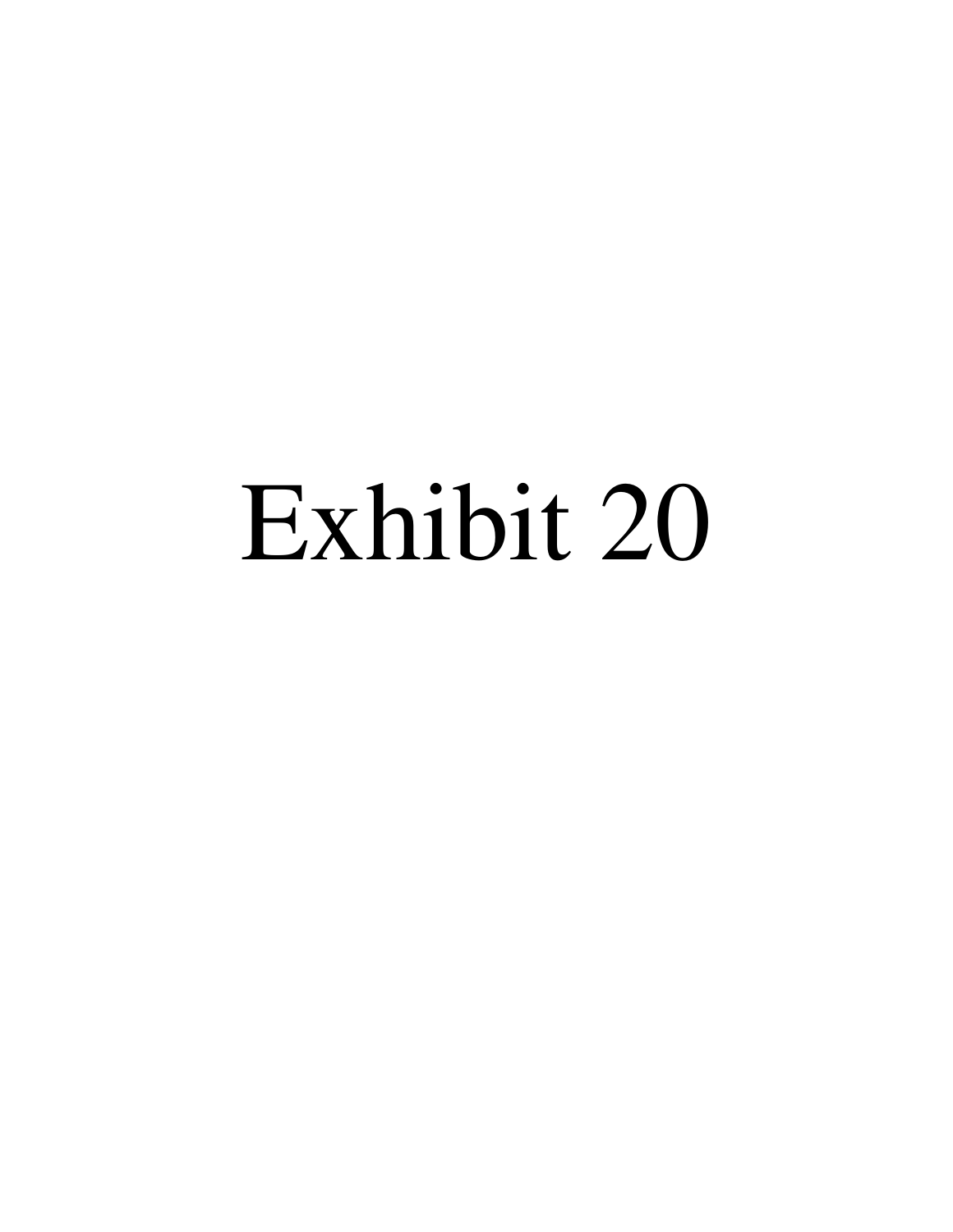# Exhibit 20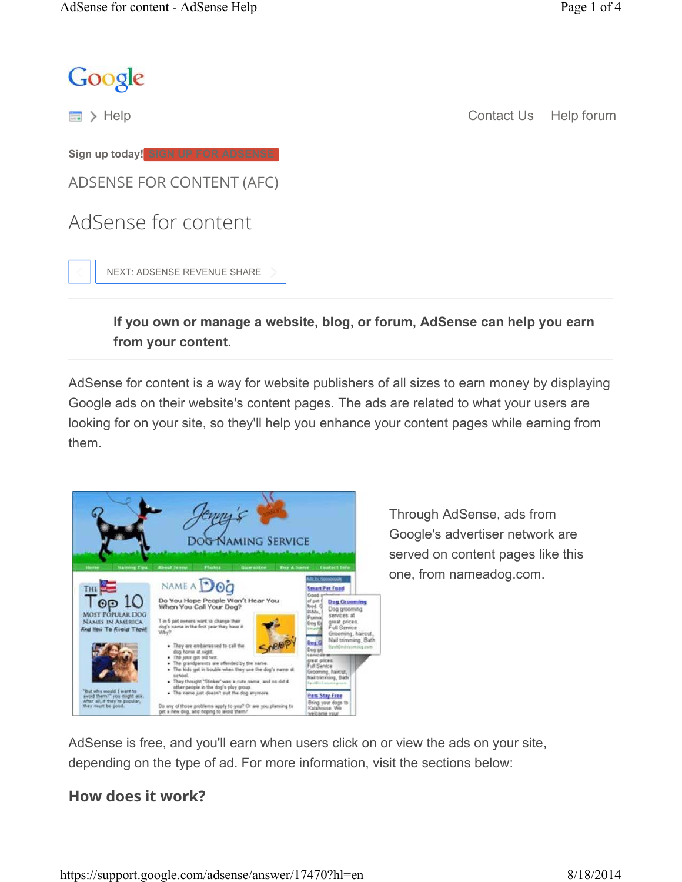Google

Help

Contact Us Help forum

Sign up today! SIGN UP FOR ADSENSE

ADSENSE FOR CONTENT (AFC)

# AdSense for content

NEXT: ADSENSE REVENUE SHARE

**If you own or manage a website, blog, or forum, AdSense can help you earn from your content.**

AdSense for content is a way for website publishers of all sizes to earn money by displaying Google ads on their website's content pages. The ads are related to what your users are looking for on your site, so they'll help you enhance your content pages while earning from them.

Through AdSense, ads from Google's advertiser network are served on content pages like this one, from nameadog.com.

AdSense is free, and you'll earn when users click on or view the ads on your site, depending on the type of ad. For more information, visit the sections below:

## How does it work?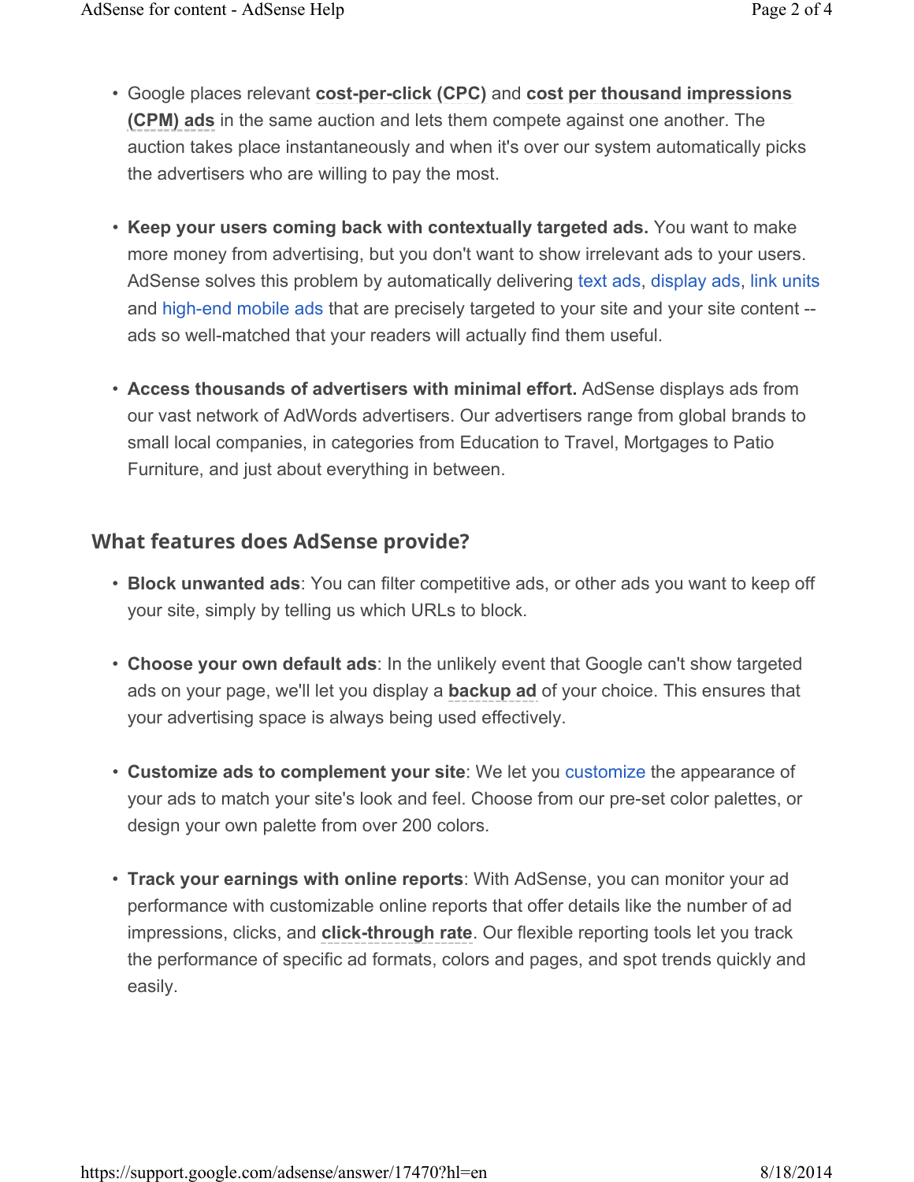- Google places relevant **cost-per-click (CPC)** and **cost per thousand impressions (CPM) ads** in the same auction and lets them compete against one another. The auction takes place instantaneously and when it's over our system automatically picks the advertisers who are willing to pay the most.

- **Keep your users coming back with contextually targeted ads.** You want to make more money from advertising, but you don't want to show irrelevant ads to your users. AdSense solves this problem by automatically delivering text ads, display ads, link units and high-end mobile ads that are precisely targeted to your site and your site content -- ads so well-matched that your readers will actually find them useful.

- **Access thousands of advertisers with minimal effort.** AdSense displays ads from our vast network of AdWords advertisers. Our advertisers range from global brands to small local companies, in categories from Education to Travel, Mortgages to Patio Furniture, and just about everything in between.

## What features does AdSense provide?

- **Block unwanted ads**: You can filter competitive ads, or other ads you want to keep off your site, simply by telling us which URLs to block.

- **Choose your own default ads**: In the unlikely event that Google can't show targeted ads on your page, we'll let you display a **backup ad** of your choice. This ensures that your advertising space is always being used effectively.

- **Customize ads to complement your site**: We let you customize the appearance of your ads to match your site's look and feel. Choose from our pre-set color palettes, or design your own palette from over 200 colors.

- **Track your earnings with online reports**: With AdSense, you can monitor your ad performance with customizable online reports that offer details like the number of ad impressions, clicks, and **click-through rate**. Our flexible reporting tools let you track the performance of specific ad formats, colors and pages, and spot trends quickly and easily.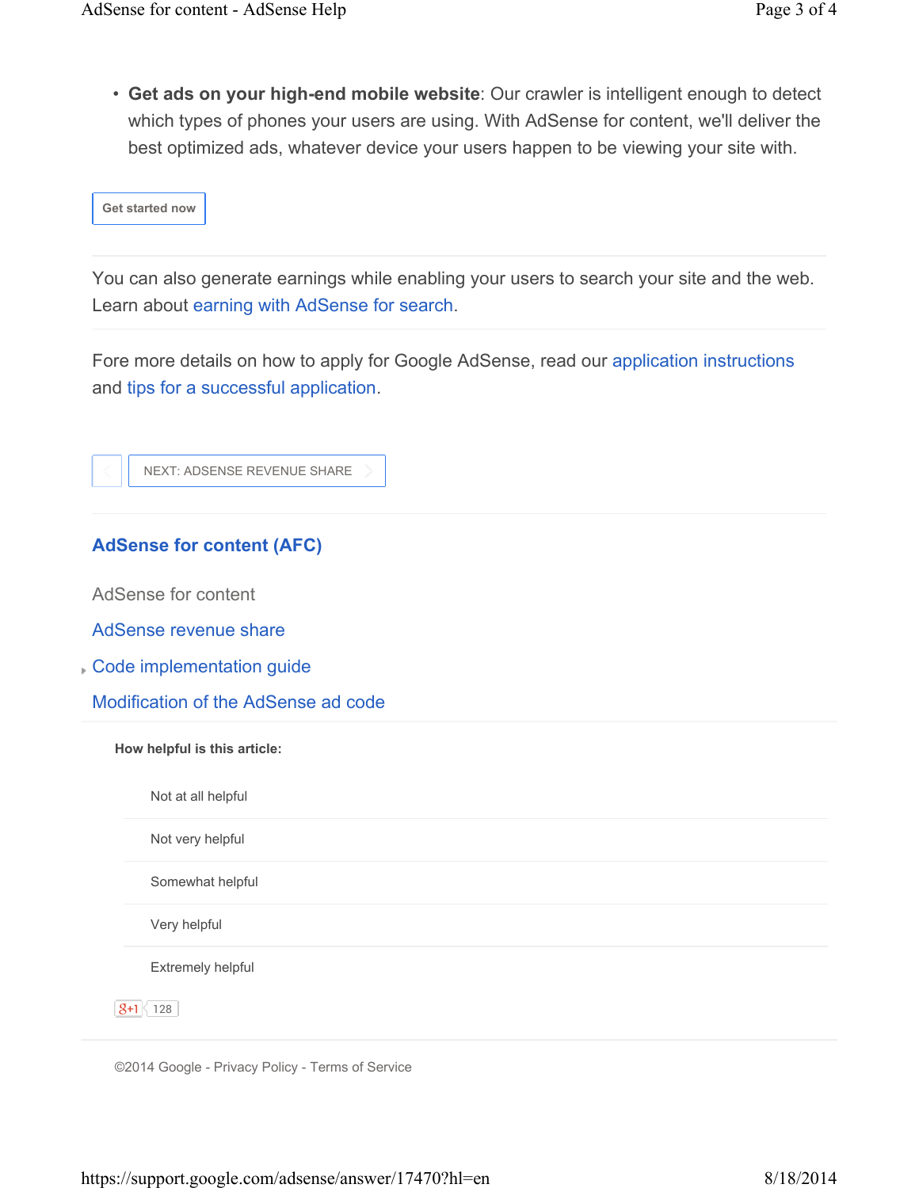- **Get ads on your high-end mobile website**: Our crawler is intelligent enough to detect which types of phones your users are using. With AdSense for content, we'll deliver the best optimized ads, whatever device your users happen to be viewing your site with.

Get started now

---

You can also generate earnings while enabling your users to search your site and the web. Learn about earning with AdSense for search.

---

Fore more details on how to apply for Google AdSense, read our application instructions and tips for a successful application.

NEXT: ADSENSE REVENUE SHARE

---

## AdSense for content (AFC)

AdSense for content

AdSense revenue share

Code implementation guide

Modification of the AdSense ad code

---

**How helpful is this article:**

Not at all helpful

Not very helpful

Somewhat helpful

Very helpful

Extremely helpful

g+1 128

---

©2014 Google - Privacy Policy - Terms of Service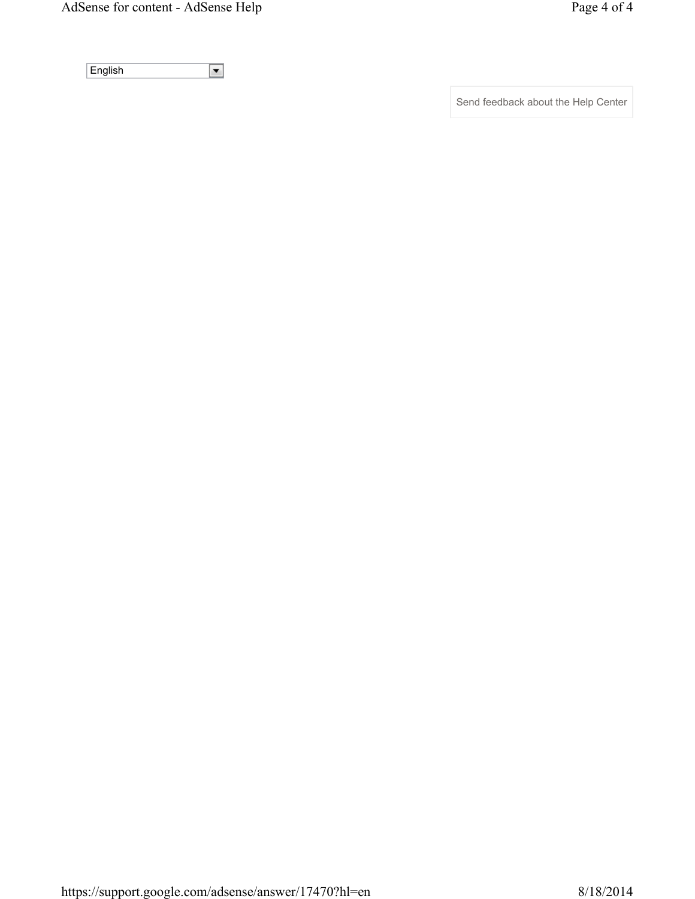English

Send feedback about the Help Center